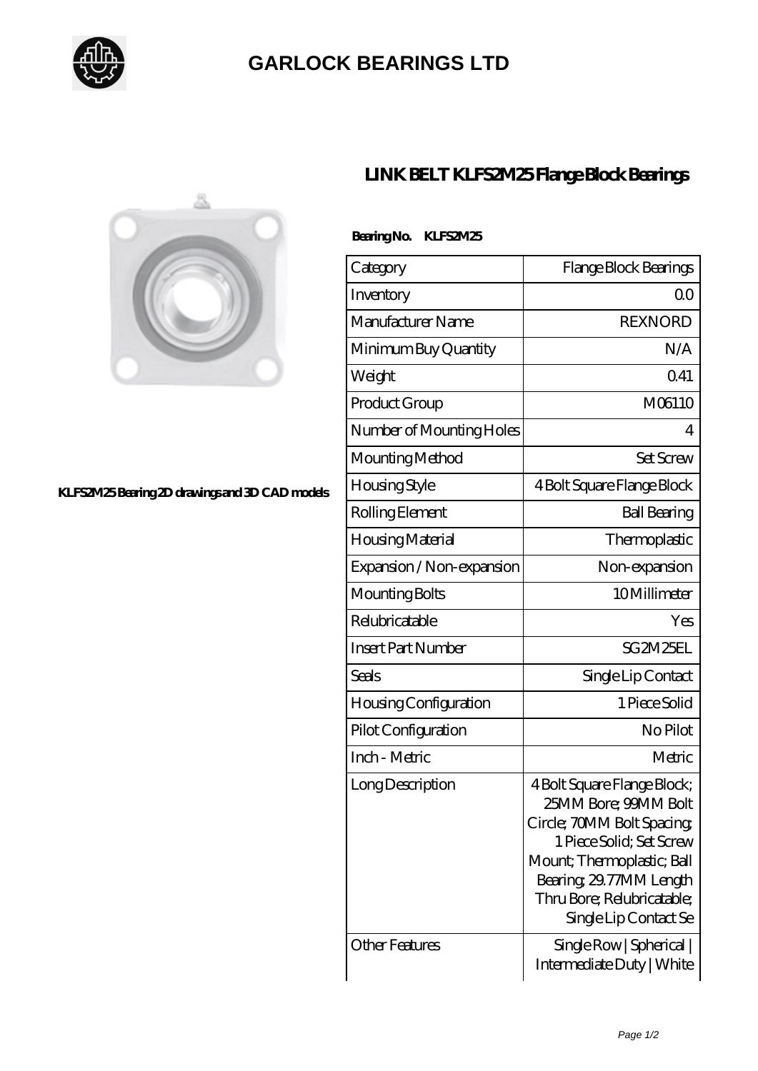# GARLOCK BEARINGS LTD

## LINK BELT KLFS2M25 Flange Block Bearings

KLFS2M25 Bearing 2D drawings and 3D CAD models

**Bearing No. KLFS2M25**

| Category | Flange Block Bearings |
|---|---|
| Inventory | 0.0 |
| Manufacturer Name | REXNORD |
| Minimum Buy Quantity | N/A |
| Weight | 0.41 |
| Product Group | M06110 |
| Number of Mounting Holes | 4 |
| Mounting Method | Set Screw |
| Housing Style | 4 Bolt Square Flange Block |
| Rolling Element | Ball Bearing |
| Housing Material | Thermoplastic |
| Expansion / Non-expansion | Non-expansion |
| Mounting Bolts | 10 Millimeter |
| Relubricatable | Yes |
| Insert Part Number | SG2M25EL |
| Seals | Single Lip Contact |
| Housing Configuration | 1 Piece Solid |
| Pilot Configuration | No Pilot |
| Inch - Metric | Metric |
| Long Description | 4 Bolt Square Flange Block; 25MM Bore; 99MM Bolt Circle; 70MM Bolt Spacing; 1 Piece Solid; Set Screw Mount; Thermoplastic; Ball Bearing; 29.77MM Length Thru Bore; Relubricatable; Single Lip Contact Se |
| Other Features | Single Row \| Spherical \| Intermediate Duty \| White |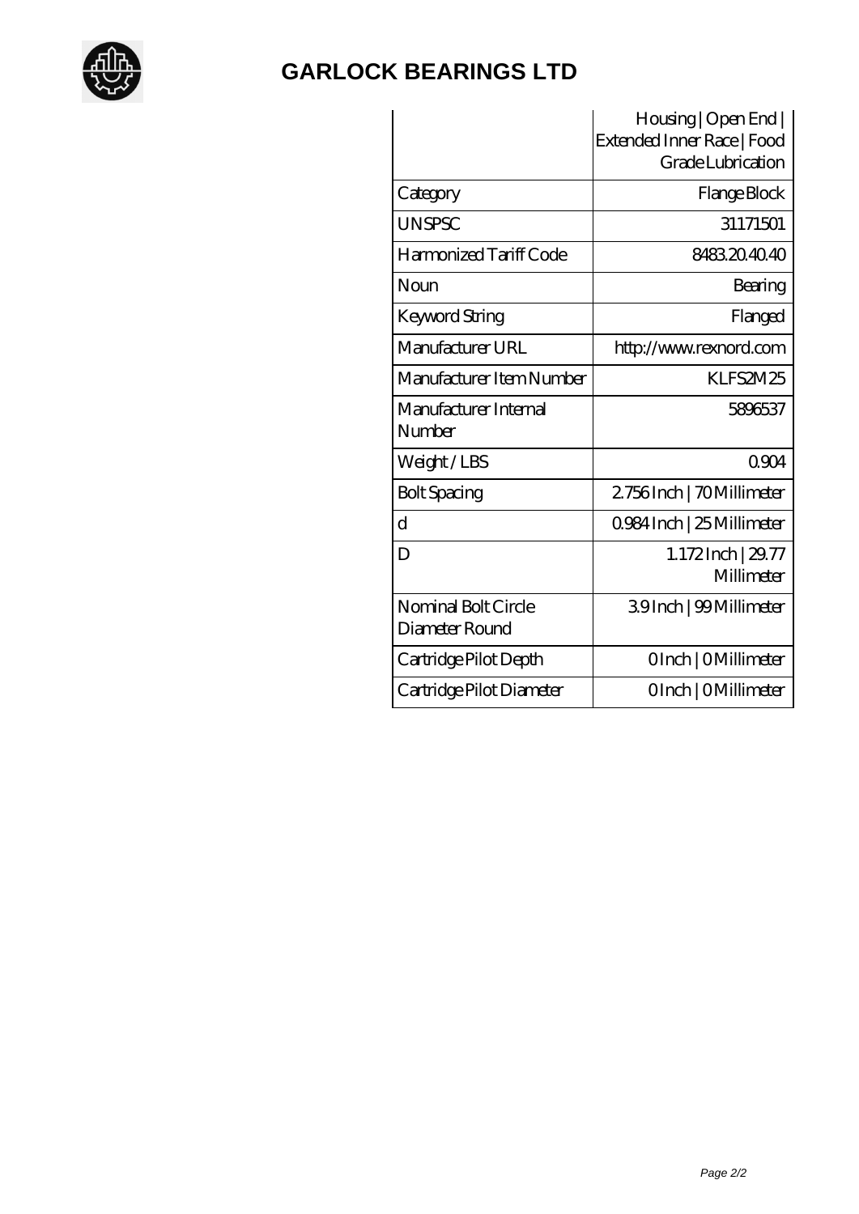|  |  |
|---|---|
|  | Housing \| Open End \| Extended Inner Race \| Food Grade Lubrication |
| Category | Flange Block |
| UNSPSC | 31171501 |
| Harmonized Tariff Code | 8483.20.40.40 |
| Noun | Bearing |
| Keyword String | Flanged |
| Manufacturer URL | http://www.rexnord.com |
| Manufacturer Item Number | KLFS2M25 |
| Manufacturer Internal Number | 5896537 |
| Weight / LBS | 0.904 |
| Bolt Spacing | 2.756 Inch \| 70 Millimeter |
| d | 0.984 Inch \| 25 Millimeter |
| D | 1.172 Inch \| 29.77 Millimeter |
| Nominal Bolt Circle Diameter Round | 3.9 Inch \| 99 Millimeter |
| Cartridge Pilot Depth | 0 Inch \| 0 Millimeter |
| Cartridge Pilot Diameter | 0 Inch \| 0 Millimeter |